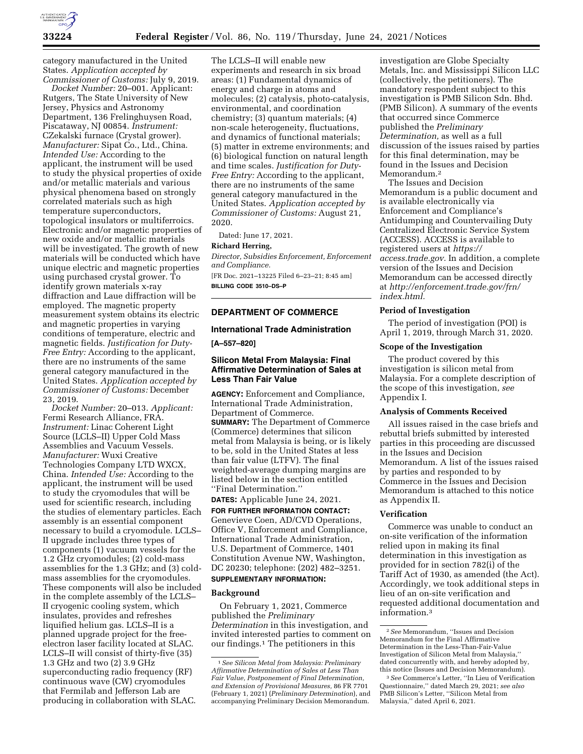category manufactured in the United States. *Application accepted by Commissioner of Customs:* July 9, 2019.

*Docket Number:* 20–001. Applicant: Rutgers, The State University of New Jersey, Physics and Astronomy Department, 136 Frelinghuysen Road, Piscataway, NJ 00854. *Instrument:* CZekalski furnace (Crystal grower). *Manufacturer:* Sipat Co., Ltd., China. *Intended Use:* According to the applicant, the instrument will be used to study the physical properties of oxide and/or metallic materials and various physical phenomena based on strongly correlated materials such as high temperature superconductors, topological insulators or multiferroics. Electronic and/or magnetic properties of new oxide and/or metallic materials will be investigated. The growth of new materials will be conducted which have unique electric and magnetic properties using purchased crystal grower. To identify grown materials x-ray diffraction and Laue diffraction will be employed. The magnetic property measurement system obtains its electric and magnetic properties in varying conditions of temperature, electric and magnetic fields. *Justification for Duty-Free Entry:* According to the applicant, there are no instruments of the same general category manufactured in the United States. *Application accepted by Commissioner of Customs:* December 23, 2019.

*Docket Number:* 20–013. *Applicant:* Fermi Research Alliance, FRA. *Instrument:* Linac Coherent Light Source (LCLS–II) Upper Cold Mass Assemblies and Vacuum Vessels. *Manufacturer:* Wuxi Creative Technologies Company LTD WXCX, China. *Intended Use:* According to the applicant, the instrument will be used to study the cryomodules that will be used for scientific research, including the studies of elementary particles. Each assembly is an essential component necessary to build a cryomodule. LCLS–II upgrade includes three types of components (1) vacuum vessels for the 1.2 GHz cryomodules; (2) cold-mass assemblies for the 1.3 GHz; and (3) cold-mass assemblies for the cryomodules. These components will also be included in the complete assembly of the LCLS–II cryogenic cooling system, which insulates, provides and refreshes liquified helium gas. LCLS–II is a planned upgrade project for the free-electron laser facility located at SLAC. LCLS–II will consist of thirty-five (35) 1.3 GHz and two (2) 3.9 GHz superconducting radio frequency (RF) continuous wave (CW) cryomodules that Fermilab and Jefferson Lab are producing in collaboration with SLAC. The LCLS–II will enable new experiments and research in six broad areas: (1) Fundamental dynamics of energy and charge in atoms and molecules; (2) catalysis, photo-catalysis, environmental, and coordination chemistry; (3) quantum materials; (4) non-scale heterogeneity, fluctuations, and dynamics of functional materials; (5) matter in extreme environments; and (6) biological function on natural length and time scales. *Justification for Duty-Free Entry:* According to the applicant, there are no instruments of the same general category manufactured in the United States. *Application accepted by Commissioner of Customs:* August 21, 2020.

Dated: June 17, 2021.

**Richard Herring,**

*Director, Subsidies Enforcement, Enforcement and Compliance.*

[FR Doc. 2021–13225 Filed 6–23–21; 8:45 am]

**BILLING CODE 3510–DS–P**

## DEPARTMENT OF COMMERCE

### International Trade Administration

**[A–557–820]**

### Silicon Metal From Malaysia: Final Affirmative Determination of Sales at Less Than Fair Value

**AGENCY:** Enforcement and Compliance, International Trade Administration, Department of Commerce.

**SUMMARY:** The Department of Commerce (Commerce) determines that silicon metal from Malaysia is being, or is likely to be, sold in the United States at less than fair value (LTFV). The final weighted-average dumping margins are listed below in the section entitled ''Final Determination.''

**DATES:** Applicable June 24, 2021.

**FOR FURTHER INFORMATION CONTACT:** Genevieve Coen, AD/CVD Operations, Office V, Enforcement and Compliance, International Trade Administration, U.S. Department of Commerce, 1401 Constitution Avenue NW, Washington, DC 20230; telephone: (202) 482–3251.

**SUPPLEMENTARY INFORMATION:**

#### Background

On February 1, 2021, Commerce published the *Preliminary Determination* in this investigation, and invited interested parties to comment on our findings.[1] The petitioners in this investigation are Globe Specialty Metals, Inc. and Mississippi Silicon LLC (collectively, the petitioners). The mandatory respondent subject to this investigation is PMB Silicon Sdn. Bhd. (PMB Silicon). A summary of the events that occurred since Commerce published the *Preliminary Determination,* as well as a full discussion of the issues raised by parties for this final determination, may be found in the Issues and Decision Memorandum.[2]

The Issues and Decision Memorandum is a public document and is available electronically via Enforcement and Compliance's Antidumping and Countervailing Duty Centralized Electronic Service System (ACCESS). ACCESS is available to registered users at *https://access.trade.gov.* In addition, a complete version of the Issues and Decision Memorandum can be accessed directly at *http://enforcement.trade.gov/frn/index.html.*

#### Period of Investigation

The period of investigation (POI) is April 1, 2019, through March 31, 2020.

#### Scope of the Investigation

The product covered by this investigation is silicon metal from Malaysia. For a complete description of the scope of this investigation, *see* Appendix I.

#### Analysis of Comments Received

All issues raised in the case briefs and rebuttal briefs submitted by interested parties in this proceeding are discussed in the Issues and Decision Memorandum. A list of the issues raised by parties and responded to by Commerce in the Issues and Decision Memorandum is attached to this notice as Appendix II.

#### Verification

Commerce was unable to conduct an on-site verification of the information relied upon in making its final determination in this investigation as provided for in section 782(i) of the Tariff Act of 1930, as amended (the Act). Accordingly, we took additional steps in lieu of an on-site verification and requested additional documentation and information.[3]

---

[1] *See Silicon Metal from Malaysia: Preliminary Affirmative Determination of Sales at Less Than Fair Value, Postponement of Final Determination, and Extension of Provisional Measures,* 86 FR 7701 (February 1, 2021) (*Preliminary Determination*), and accompanying Preliminary Decision Memorandum.

[2] *See* Memorandum, ''Issues and Decision Memorandum for the Final Affirmative Determination in the Less-Than-Fair-Value Investigation of Silicon Metal from Malaysia,'' dated concurrently with, and hereby adopted by, this notice (Issues and Decision Memorandum).

[3] *See* Commerce's Letter, ''In Lieu of Verification Questionnaire,'' dated March 29, 2021; *see also* PMB Silicon's Letter, ''Silicon Metal from Malaysia,'' dated April 6, 2021.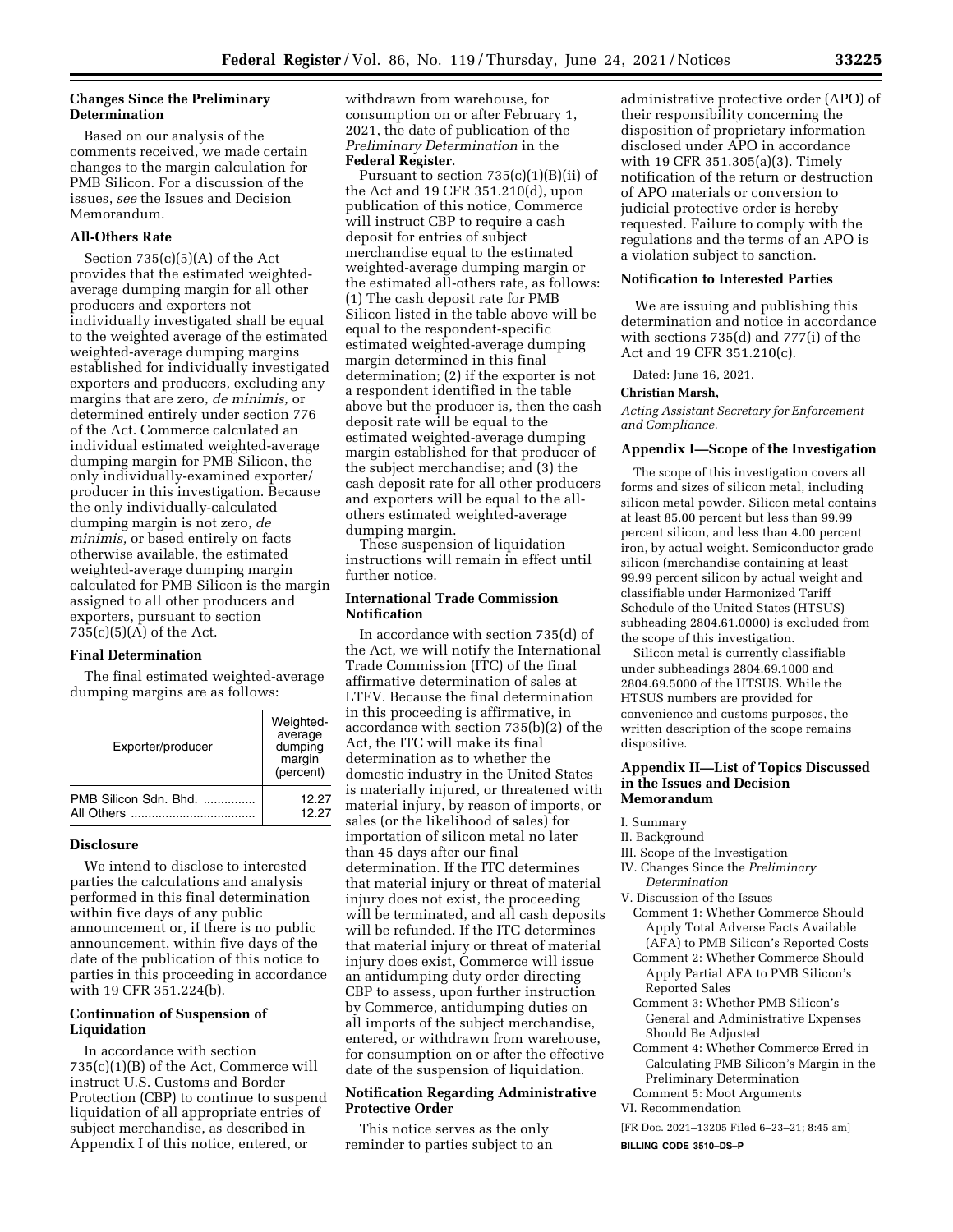## Changes Since the Preliminary Determination

Based on our analysis of the comments received, we made certain changes to the margin calculation for PMB Silicon. For a discussion of the issues, *see* the Issues and Decision Memorandum.

## All-Others Rate

Section 735(c)(5)(A) of the Act provides that the estimated weighted-average dumping margin for all other producers and exporters not individually investigated shall be equal to the weighted average of the estimated weighted-average dumping margins established for individually investigated exporters and producers, excluding any margins that are zero, *de minimis,* or determined entirely under section 776 of the Act. Commerce calculated an individual estimated weighted-average dumping margin for PMB Silicon, the only individually-examined exporter/producer in this investigation. Because the only individually-calculated dumping margin is not zero, *de minimis,* or based entirely on facts otherwise available, the estimated weighted-average dumping margin calculated for PMB Silicon is the margin assigned to all other producers and exporters, pursuant to section 735(c)(5)(A) of the Act.

## Final Determination

The final estimated weighted-average dumping margins are as follows:

| Exporter/producer | Weighted-average dumping margin (percent) |
|---|---|
| PMB Silicon Sdn. Bhd. | 12.27 |
| All Others | 12.27 |

## Disclosure

We intend to disclose to interested parties the calculations and analysis performed in this final determination within five days of any public announcement or, if there is no public announcement, within five days of the date of the publication of this notice to parties in this proceeding in accordance with 19 CFR 351.224(b).

## Continuation of Suspension of Liquidation

In accordance with section 735(c)(1)(B) of the Act, Commerce will instruct U.S. Customs and Border Protection (CBP) to continue to suspend liquidation of all appropriate entries of subject merchandise, as described in Appendix I of this notice, entered, or withdrawn from warehouse, for consumption on or after February 1, 2021, the date of publication of the *Preliminary Determination* in the **Federal Register**.

Pursuant to section 735(c)(1)(B)(ii) of the Act and 19 CFR 351.210(d), upon publication of this notice, Commerce will instruct CBP to require a cash deposit for entries of subject merchandise equal to the estimated weighted-average dumping margin or the estimated all-others rate, as follows: (1) The cash deposit rate for PMB Silicon listed in the table above will be equal to the respondent-specific estimated weighted-average dumping margin determined in this final determination; (2) if the exporter is not a respondent identified in the table above but the producer is, then the cash deposit rate will be equal to the estimated weighted-average dumping margin established for that producer of the subject merchandise; and (3) the cash deposit rate for all other producers and exporters will be equal to the all-others estimated weighted-average dumping margin.

These suspension of liquidation instructions will remain in effect until further notice.

## International Trade Commission Notification

In accordance with section 735(d) of the Act, we will notify the International Trade Commission (ITC) of the final affirmative determination of sales at LTFV. Because the final determination in this proceeding is affirmative, in accordance with section 735(b)(2) of the Act, the ITC will make its final determination as to whether the domestic industry in the United States is materially injured, or threatened with material injury, by reason of imports, or sales (or the likelihood of sales) for importation of silicon metal no later than 45 days after our final determination. If the ITC determines that material injury or threat of material injury does not exist, the proceeding will be terminated, and all cash deposits will be refunded. If the ITC determines that material injury or threat of material injury does exist, Commerce will issue an antidumping duty order directing CBP to assess, upon further instruction by Commerce, antidumping duties on all imports of the subject merchandise, entered, or withdrawn from warehouse, for consumption on or after the effective date of the suspension of liquidation.

## Notification Regarding Administrative Protective Order

This notice serves as the only reminder to parties subject to an administrative protective order (APO) of their responsibility concerning the disposition of proprietary information disclosed under APO in accordance with 19 CFR 351.305(a)(3). Timely notification of the return or destruction of APO materials or conversion to judicial protective order is hereby requested. Failure to comply with the regulations and the terms of an APO is a violation subject to sanction.

## Notification to Interested Parties

We are issuing and publishing this determination and notice in accordance with sections 735(d) and 777(i) of the Act and 19 CFR 351.210(c).

Dated: June 16, 2021.

**Christian Marsh,**

*Acting Assistant Secretary for Enforcement and Compliance.*

## Appendix I—Scope of the Investigation

The scope of this investigation covers all forms and sizes of silicon metal, including silicon metal powder. Silicon metal contains at least 85.00 percent but less than 99.99 percent silicon, and less than 4.00 percent iron, by actual weight. Semiconductor grade silicon (merchandise containing at least 99.99 percent silicon by actual weight and classifiable under Harmonized Tariff Schedule of the United States (HTSUS) subheading 2804.61.0000) is excluded from the scope of this investigation.

Silicon metal is currently classifiable under subheadings 2804.69.1000 and 2804.69.5000 of the HTSUS. While the HTSUS numbers are provided for convenience and customs purposes, the written description of the scope remains dispositive.

## Appendix II—List of Topics Discussed in the Issues and Decision Memorandum

- I. Summary
- II. Background
- III. Scope of the Investigation
- IV. Changes Since the *Preliminary Determination*
- V. Discussion of the Issues
  - Comment 1: Whether Commerce Should Apply Total Adverse Facts Available (AFA) to PMB Silicon's Reported Costs
  - Comment 2: Whether Commerce Should Apply Partial AFA to PMB Silicon's Reported Sales
  - Comment 3: Whether PMB Silicon's General and Administrative Expenses Should Be Adjusted
  - Comment 4: Whether Commerce Erred in Calculating PMB Silicon's Margin in the Preliminary Determination
  - Comment 5: Moot Arguments
- VI. Recommendation

[FR Doc. 2021–13205 Filed 6–23–21; 8:45 am]

**BILLING CODE 3510–DS–P**